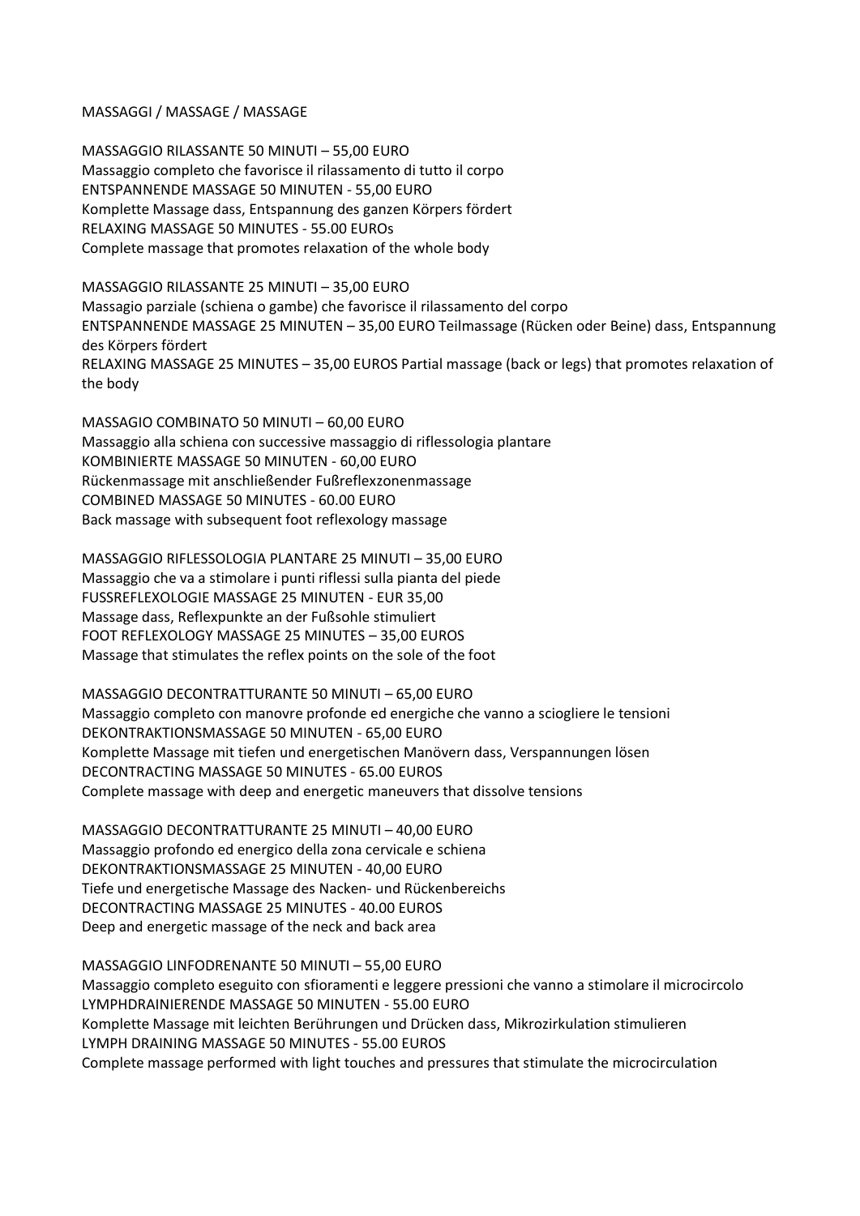MASSAGGI / MASSAGE / MASSAGE

MASSAGGIO RILASSANTE 50 MINUTI – 55,00 EURO
Massaggio completo che favorisce il rilassamento di tutto il corpo
ENTSPANNENDE MASSAGE 50 MINUTEN - 55,00 EURO
Komplette Massage dass, Entspannung des ganzen Körpers fördert
RELAXING MASSAGE 50 MINUTES - 55.00 EUROs
Complete massage that promotes relaxation of the whole body

MASSAGGIO RILASSANTE 25 MINUTI – 35,00 EURO
Massagio parziale (schiena o gambe) che favorisce il rilassamento del corpo
ENTSPANNENDE MASSAGE 25 MINUTEN – 35,00 EURO Teilmassage (Rücken oder Beine) dass, Entspannung des Körpers fördert
RELAXING MASSAGE 25 MINUTES – 35,00 EUROS Partial massage (back or legs) that promotes relaxation of the body

MASSAGIO COMBINATO 50 MINUTI – 60,00 EURO
Massaggio alla schiena con successive massaggio di riflessologia plantare
KOMBINIERTE MASSAGE 50 MINUTEN - 60,00 EURO
Rückenmassage mit anschließender Fußreflexzonenmassage
COMBINED MASSAGE 50 MINUTES - 60.00 EURO
Back massage with subsequent foot reflexology massage

MASSAGGIO RIFLESSOLOGIA PLANTARE 25 MINUTI – 35,00 EURO
Massaggio che va a stimolare i punti riflessi sulla pianta del piede
FUSSREFLEXOLOGIE MASSAGE 25 MINUTEN - EUR 35,00
Massage dass, Reflexpunkte an der Fußsohle stimuliert
FOOT REFLEXOLOGY MASSAGE 25 MINUTES – 35,00 EUROS
Massage that stimulates the reflex points on the sole of the foot

MASSAGGIO DECONTRATTURANTE 50 MINUTI – 65,00 EURO
Massaggio completo con manovre profonde ed energiche che vanno a sciogliere le tensioni
DEKONTRAKTIONSMASSAGE 50 MINUTEN - 65,00 EURO
Komplette Massage mit tiefen und energetischen Manövern dass, Verspannungen lösen
DECONTRACTING MASSAGE 50 MINUTES - 65.00 EUROS
Complete massage with deep and energetic maneuvers that dissolve tensions

MASSAGGIO DECONTRATTURANTE 25 MINUTI – 40,00 EURO
Massaggio profondo ed energico della zona cervicale e schiena
DEKONTRAKTIONSMASSAGE 25 MINUTEN - 40,00 EURO
Tiefe und energetische Massage des Nacken- und Rückenbereichs
DECONTRACTING MASSAGE 25 MINUTES - 40.00 EUROS
Deep and energetic massage of the neck and back area

MASSAGGIO LINFODRENANTE 50 MINUTI – 55,00 EURO
Massaggio completo eseguito con sfioramenti e leggere pressioni che vanno a stimolare il microcircolo
LYMPHDRAINIERENDE MASSAGE 50 MINUTEN - 55.00 EURO
Komplette Massage mit leichten Berührungen und Drücken dass, Mikrozirkulation stimulieren
LYMPH DRAINING MASSAGE 50 MINUTES - 55.00 EUROS
Complete massage performed with light touches and pressures that stimulate the microcirculation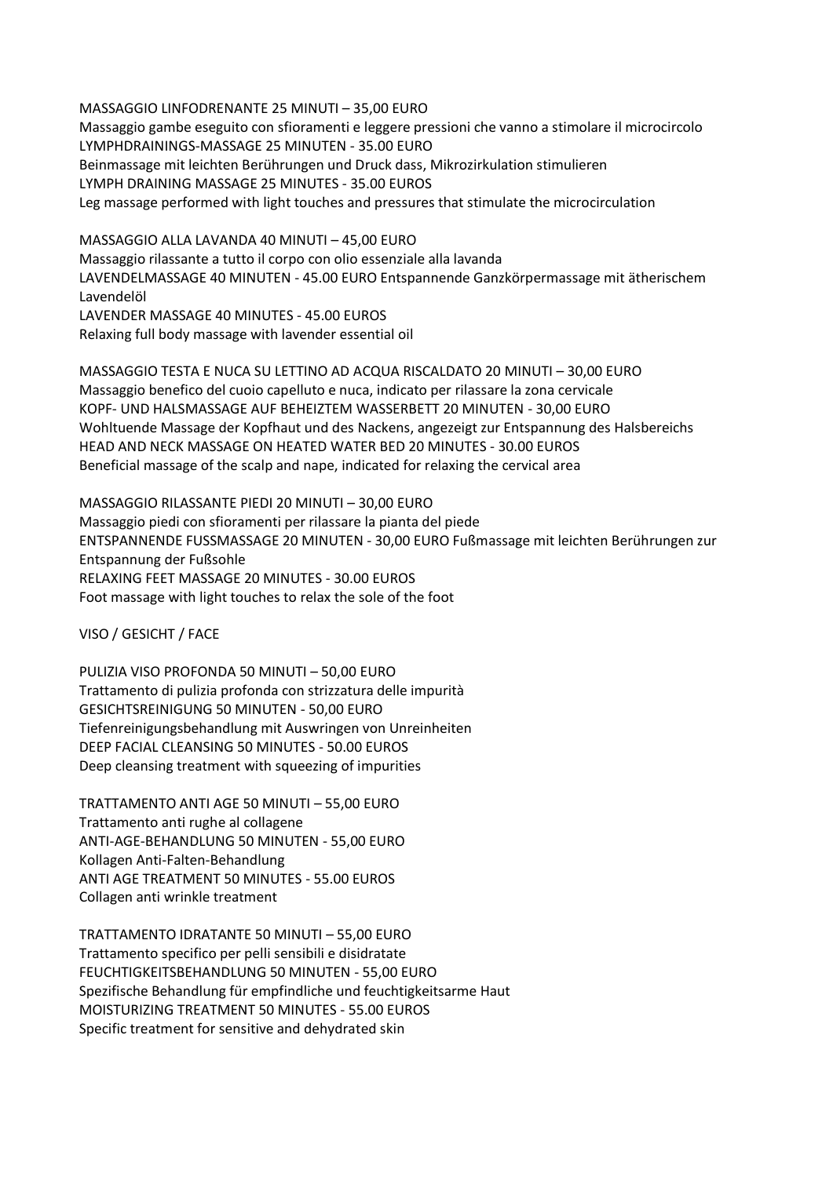MASSAGGIO LINFODRENANTE 25 MINUTI – 35,00 EURO
Massaggio gambe eseguito con sfioramenti e leggere pressioni che vanno a stimolare il microcircolo
LYMPHDRAININGS-MASSAGE 25 MINUTEN - 35.00 EURO
Beinmassage mit leichten Berührungen und Druck dass, Mikrozirkulation stimulieren
LYMPH DRAINING MASSAGE 25 MINUTES - 35.00 EUROS
Leg massage performed with light touches and pressures that stimulate the microcirculation

MASSAGGIO ALLA LAVANDA 40 MINUTI – 45,00 EURO
Massaggio rilassante a tutto il corpo con olio essenziale alla lavanda
LAVENDELMASSAGE 40 MINUTEN - 45.00 EURO Entspannende Ganzkörpermassage mit ätherischem Lavendelöl
LAVENDER MASSAGE 40 MINUTES - 45.00 EUROS
Relaxing full body massage with lavender essential oil

MASSAGGIO TESTA E NUCA SU LETTINO AD ACQUA RISCALDATO 20 MINUTI – 30,00 EURO
Massaggio benefico del cuoio capelluto e nuca, indicato per rilassare la zona cervicale
KOPF- UND HALSMASSAGE AUF BEHEIZTEM WASSERBETT 20 MINUTEN - 30,00 EURO
Wohltuende Massage der Kopfhaut und des Nackens, angezeigt zur Entspannung des Halsbereichs
HEAD AND NECK MASSAGE ON HEATED WATER BED 20 MINUTES - 30.00 EUROS
Beneficial massage of the scalp and nape, indicated for relaxing the cervical area

MASSAGGIO RILASSANTE PIEDI 20 MINUTI – 30,00 EURO
Massaggio piedi con sfioramenti per rilassare la pianta del piede
ENTSPANNENDE FUSSMASSAGE 20 MINUTEN - 30,00 EURO Fußmassage mit leichten Berührungen zur Entspannung der Fußsohle
RELAXING FEET MASSAGE 20 MINUTES - 30.00 EUROS
Foot massage with light touches to relax the sole of the foot

VISO / GESICHT / FACE

PULIZIA VISO PROFONDA 50 MINUTI – 50,00 EURO
Trattamento di pulizia profonda con strizzatura delle impurità
GESICHTSREINIGUNG 50 MINUTEN - 50,00 EURO
Tiefenreinigungsbehandlung mit Auswringen von Unreinheiten
DEEP FACIAL CLEANSING 50 MINUTES - 50.00 EUROS
Deep cleansing treatment with squeezing of impurities

TRATTAMENTO ANTI AGE 50 MINUTI – 55,00 EURO
Trattamento anti rughe al collagene
ANTI-AGE-BEHANDLUNG 50 MINUTEN - 55,00 EURO
Kollagen Anti-Falten-Behandlung
ANTI AGE TREATMENT 50 MINUTES - 55.00 EUROS
Collagen anti wrinkle treatment

TRATTAMENTO IDRATANTE 50 MINUTI – 55,00 EURO
Trattamento specifico per pelli sensibili e disidratate
FEUCHTIGKEITSBEHANDLUNG 50 MINUTEN - 55,00 EURO
Spezifische Behandlung für empfindliche und feuchtigkeitsarme Haut
MOISTURIZING TREATMENT 50 MINUTES - 55.00 EUROS
Specific treatment for sensitive and dehydrated skin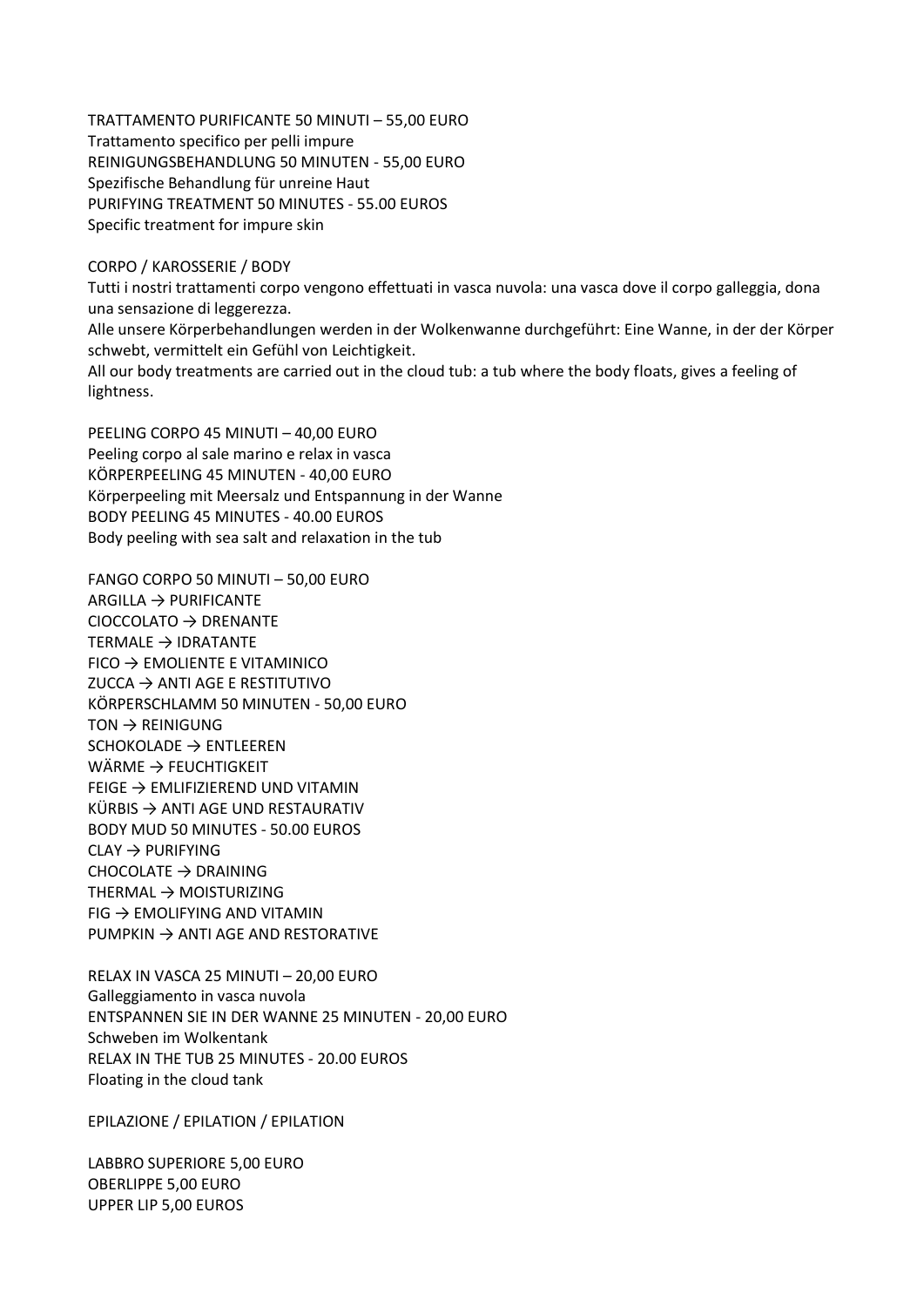TRATTAMENTO PURIFICANTE 50 MINUTI – 55,00 EURO
Trattamento specifico per pelli impure
REINIGUNGSBEHANDLUNG 50 MINUTEN - 55,00 EURO
Spezifische Behandlung für unreine Haut
PURIFYING TREATMENT 50 MINUTES - 55.00 EUROS
Specific treatment for impure skin

CORPO / KAROSSERIE / BODY
Tutti i nostri trattamenti corpo vengono effettuati in vasca nuvola: una vasca dove il corpo galleggia, dona una sensazione di leggerezza.
Alle unsere Körperbehandlungen werden in der Wolkenwanne durchgeführt: Eine Wanne, in der der Körper schwebt, vermittelt ein Gefühl von Leichtigkeit.
All our body treatments are carried out in the cloud tub: a tub where the body floats, gives a feeling of lightness.

PEELING CORPO 45 MINUTI – 40,00 EURO
Peeling corpo al sale marino e relax in vasca
KÖRPERPEELING 45 MINUTEN - 40,00 EURO
Körperpeeling mit Meersalz und Entspannung in der Wanne
BODY PEELING 45 MINUTES - 40.00 EUROS
Body peeling with sea salt and relaxation in the tub

FANGO CORPO 50 MINUTI – 50,00 EURO
ARGILLA → PURIFICANTE
CIOCCOLATO → DRENANTE
TERMALE → IDRATANTE
FICO → EMOLIENTE E VITAMINICO
ZUCCA → ANTI AGE E RESTITUTIVO
KÖRPERSCHLAMM 50 MINUTEN - 50,00 EURO
TON → REINIGUNG
SCHOKOLADE → ENTLEEREN
WÄRME → FEUCHTIGKEIT
FEIGE → EMLIFIZIEREND UND VITAMIN
KÜRBIS → ANTI AGE UND RESTAURATIV
BODY MUD 50 MINUTES - 50.00 EUROS
CLAY → PURIFYING
CHOCOLATE → DRAINING
THERMAL → MOISTURIZING
FIG → EMOLIFYING AND VITAMIN
PUMPKIN → ANTI AGE AND RESTORATIVE

RELAX IN VASCA 25 MINUTI – 20,00 EURO
Galleggiamento in vasca nuvola
ENTSPANNEN SIE IN DER WANNE 25 MINUTEN - 20,00 EURO
Schweben im Wolkentank
RELAX IN THE TUB 25 MINUTES - 20.00 EUROS
Floating in the cloud tank

EPILAZIONE / EPILATION / EPILATION

LABBRO SUPERIORE 5,00 EURO
OBERLIPPE 5,00 EURO
UPPER LIP 5,00 EUROS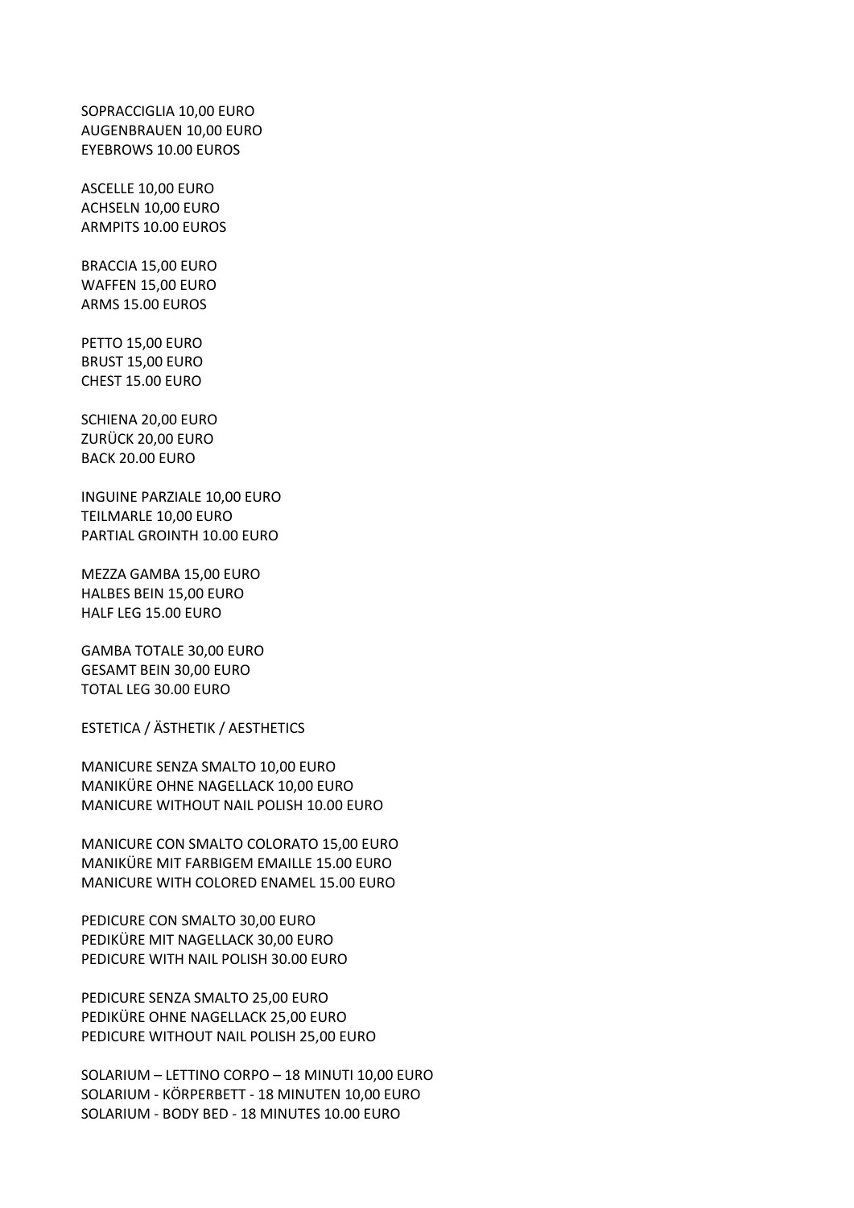SOPRACCIGLIA 10,00 EURO
AUGENBRAUEN 10,00 EURO
EYEBROWS 10.00 EUROS

ASCELLE 10,00 EURO
ACHSELN 10,00 EURO
ARMPITS 10.00 EUROS

BRACCIA 15,00 EURO
WAFFEN 15,00 EURO
ARMS 15.00 EUROS

PETTO 15,00 EURO
BRUST 15,00 EURO
CHEST 15.00 EURO

SCHIENA 20,00 EURO
ZURÜCK 20,00 EURO
BACK 20.00 EURO

INGUINE PARZIALE 10,00 EURO
TEILMARLE 10,00 EURO
PARTIAL GROINTH 10.00 EURO

MEZZA GAMBA 15,00 EURO
HALBES BEIN 15,00 EURO
HALF LEG 15.00 EURO

GAMBA TOTALE 30,00 EURO
GESAMT BEIN 30,00 EURO
TOTAL LEG 30.00 EURO

ESTETICA / ÄSTHETIK / AESTHETICS

MANICURE SENZA SMALTO 10,00 EURO
MANIKÜRE OHNE NAGELLACK 10,00 EURO
MANICURE WITHOUT NAIL POLISH 10.00 EURO

MANICURE CON SMALTO COLORATO 15,00 EURO
MANIKÜRE MIT FARBIGEM EMAILLE 15.00 EURO
MANICURE WITH COLORED ENAMEL 15.00 EURO

PEDICURE CON SMALTO 30,00 EURO
PEDIKÜRE MIT NAGELLACK 30,00 EURO
PEDICURE WITH NAIL POLISH 30.00 EURO

PEDICURE SENZA SMALTO 25,00 EURO
PEDIKÜRE OHNE NAGELLACK 25,00 EURO
PEDICURE WITHOUT NAIL POLISH 25,00 EURO

SOLARIUM – LETTINO CORPO – 18 MINUTI 10,00 EURO
SOLARIUM - KÖRPERBETT - 18 MINUTEN 10,00 EURO
SOLARIUM - BODY BED - 18 MINUTES 10.00 EURO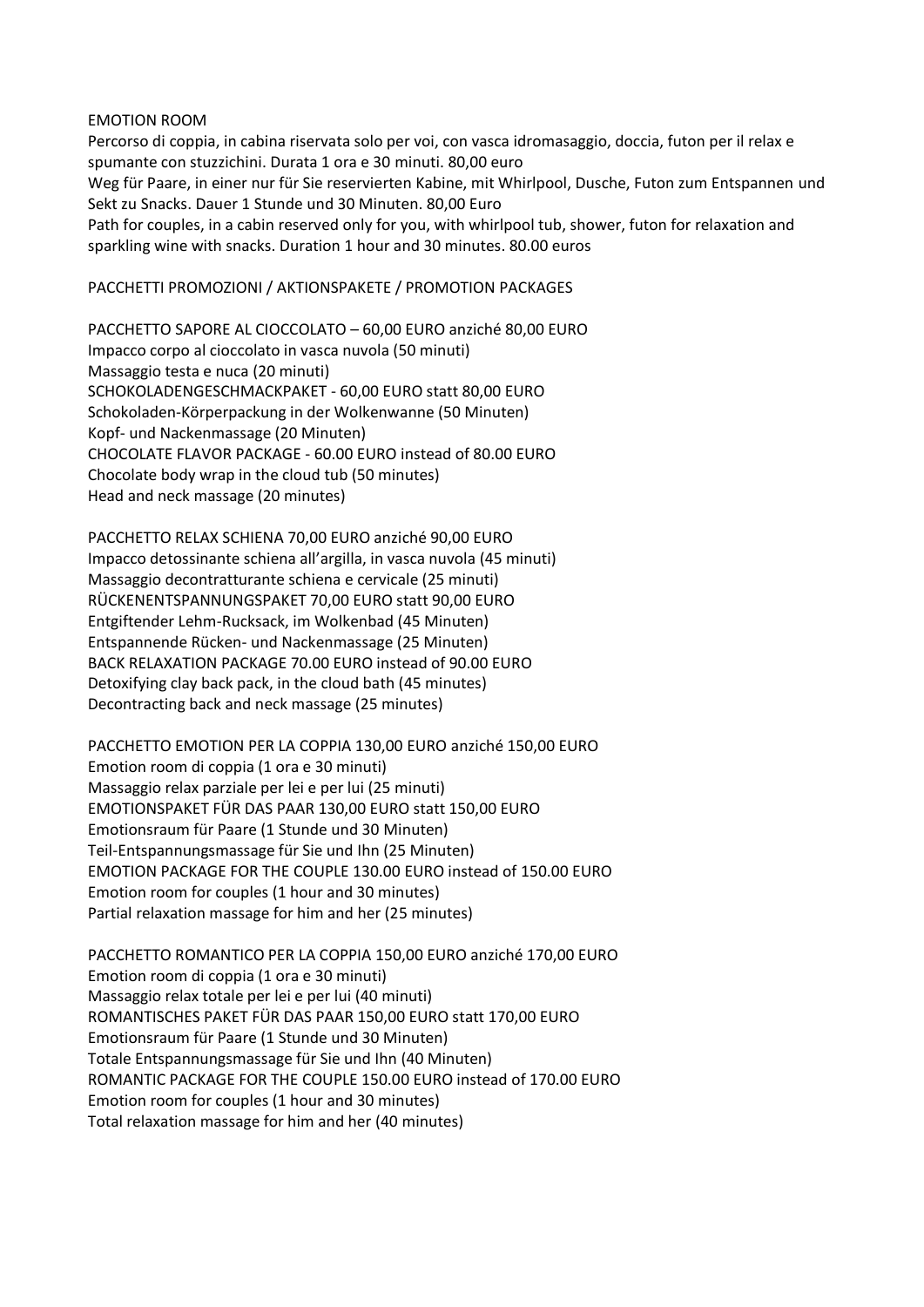EMOTION ROOM

Percorso di coppia, in cabina riservata solo per voi, con vasca idromasaggio, doccia, futon per il relax e spumante con stuzzichini. Durata 1 ora e 30 minuti. 80,00 euro

Weg für Paare, in einer nur für Sie reservierten Kabine, mit Whirlpool, Dusche, Futon zum Entspannen und Sekt zu Snacks. Dauer 1 Stunde und 30 Minuten. 80,00 Euro

Path for couples, in a cabin reserved only for you, with whirlpool tub, shower, futon for relaxation and sparkling wine with snacks. Duration 1 hour and 30 minutes. 80.00 euros

PACCHETTI PROMOZIONI / AKTIONSPAKETE / PROMOTION PACKAGES

PACCHETTO SAPORE AL CIOCCOLATO – 60,00 EURO anziché 80,00 EURO
Impacco corpo al cioccolato in vasca nuvola (50 minuti)
Massaggio testa e nuca (20 minuti)
SCHOKOLADENGESCHMACKPAKET - 60,00 EURO statt 80,00 EURO
Schokoladen-Körperpackung in der Wolkenwanne (50 Minuten)
Kopf- und Nackenmassage (20 Minuten)
CHOCOLATE FLAVOR PACKAGE - 60.00 EURO instead of 80.00 EURO
Chocolate body wrap in the cloud tub (50 minutes)
Head and neck massage (20 minutes)

PACCHETTO RELAX SCHIENA 70,00 EURO anziché 90,00 EURO
Impacco detossinante schiena all'argilla, in vasca nuvola (45 minuti)
Massaggio decontratturante schiena e cervicale (25 minuti)
RÜCKENENTSPANNUNGSPAKET 70,00 EURO statt 90,00 EURO
Entgiftender Lehm-Rucksack, im Wolkenbad (45 Minuten)
Entspannende Rücken- und Nackenmassage (25 Minuten)
BACK RELAXATION PACKAGE 70.00 EURO instead of 90.00 EURO
Detoxifying clay back pack, in the cloud bath (45 minutes)
Decontracting back and neck massage (25 minutes)

PACCHETTO EMOTION PER LA COPPIA 130,00 EURO anziché 150,00 EURO
Emotion room di coppia (1 ora e 30 minuti)
Massaggio relax parziale per lei e per lui (25 minuti)
EMOTIONSPAKET FÜR DAS PAAR 130,00 EURO statt 150,00 EURO
Emotionsraum für Paare (1 Stunde und 30 Minuten)
Teil-Entspannungsmassage für Sie und Ihn (25 Minuten)
EMOTION PACKAGE FOR THE COUPLE 130.00 EURO instead of 150.00 EURO
Emotion room for couples (1 hour and 30 minutes)
Partial relaxation massage for him and her (25 minutes)

PACCHETTO ROMANTICO PER LA COPPIA 150,00 EURO anziché 170,00 EURO
Emotion room di coppia (1 ora e 30 minuti)
Massaggio relax totale per lei e per lui (40 minuti)
ROMANTISCHES PAKET FÜR DAS PAAR 150,00 EURO statt 170,00 EURO
Emotionsraum für Paare (1 Stunde und 30 Minuten)
Totale Entspannungsmassage für Sie und Ihn (40 Minuten)
ROMANTIC PACKAGE FOR THE COUPLE 150.00 EURO instead of 170.00 EURO
Emotion room for couples (1 hour and 30 minutes)
Total relaxation massage for him and her (40 minutes)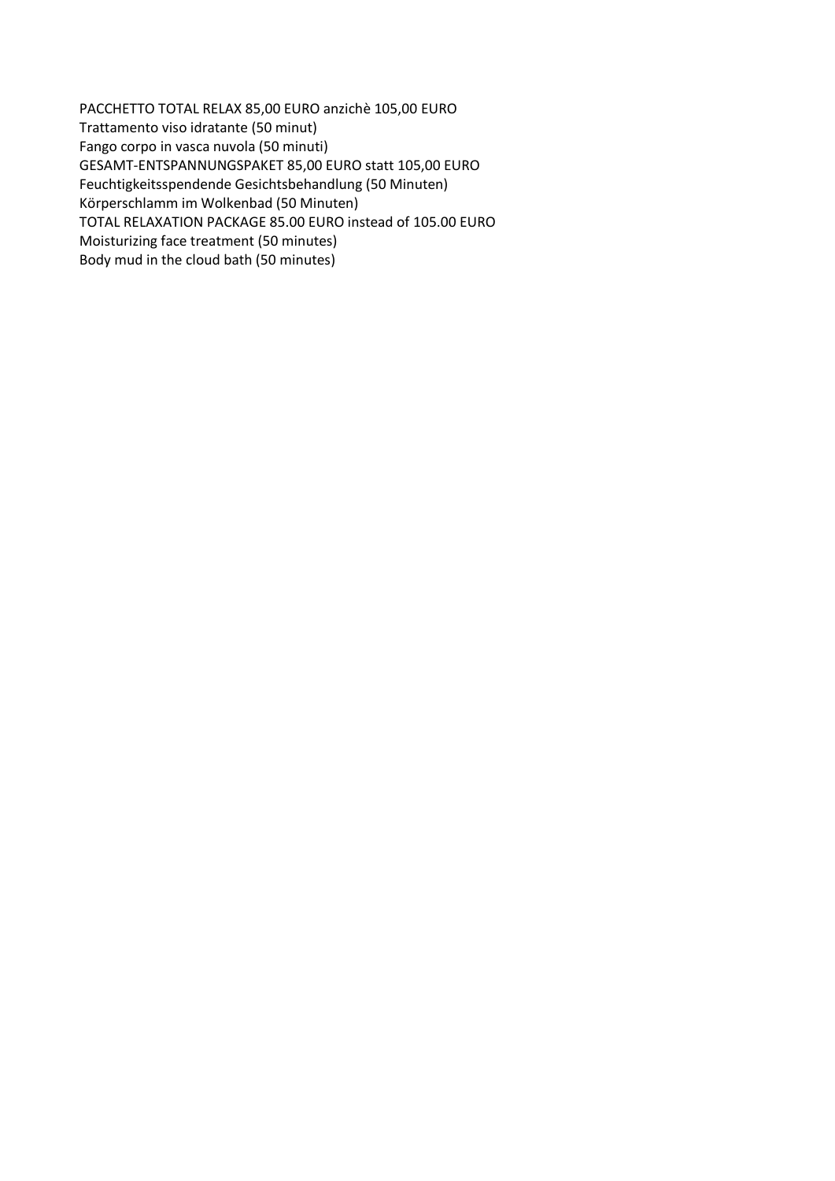PACCHETTO TOTAL RELAX 85,00 EURO anzichè 105,00 EURO
Trattamento viso idratante (50 minut)
Fango corpo in vasca nuvola (50 minuti)
GESAMT-ENTSPANNUNGSPAKET 85,00 EURO statt 105,00 EURO
Feuchtigkeitsspendende Gesichtsbehandlung (50 Minuten)
Körperschlamm im Wolkenbad (50 Minuten)
TOTAL RELAXATION PACKAGE 85.00 EURO instead of 105.00 EURO
Moisturizing face treatment (50 minutes)
Body mud in the cloud bath (50 minutes)